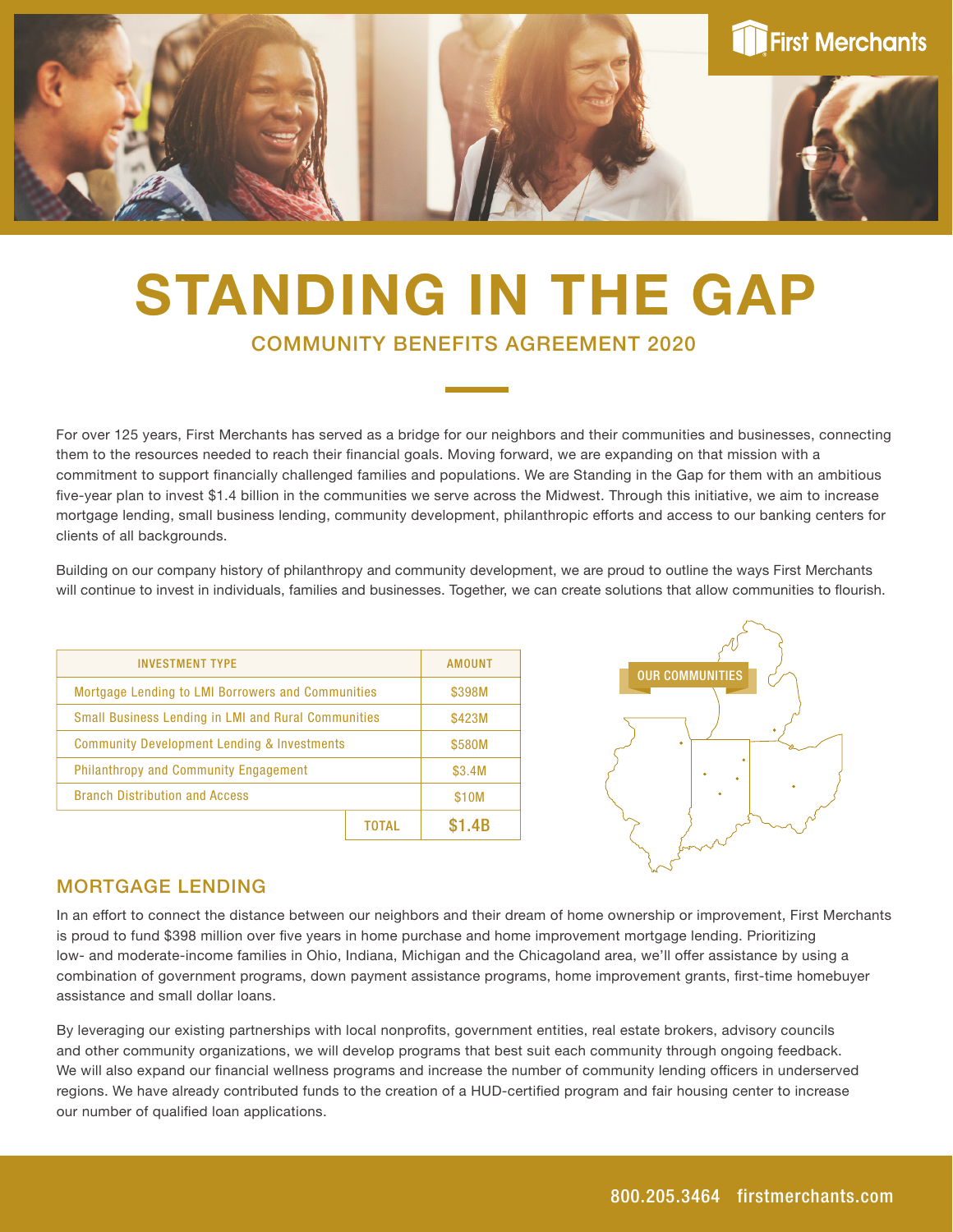First Merchants

# STANDING IN THE GAP

## COMMUNITY BENEFITS AGREEMENT 2020

For over 125 years, First Merchants has served as a bridge for our neighbors and their communities and businesses, connecting them to the resources needed to reach their financial goals. Moving forward, we are expanding on that mission with a commitment to support financially challenged families and populations. We are Standing in the Gap for them with an ambitious five-year plan to invest $1.4 billion in the communities we serve across the Midwest. Through this initiative, we aim to increase mortgage lending, small business lending, community development, philanthropic efforts and access to our banking centers for clients of all backgrounds.

Building on our company history of philanthropy and community development, we are proud to outline the ways First Merchants will continue to invest in individuals, families and businesses. Together, we can create solutions that allow communities to flourish.

| INVESTMENT TYPE | AMOUNT |
|---|---|
| Mortgage Lending to LMI Borrowers and Communities | $398M |
| Small Business Lending in LMI and Rural Communities | $423M |
| Community Development Lending & Investments | $580M |
| Philanthropy and Community Engagement | $3.4M |
| Branch Distribution and Access | $10M |
| TOTAL | **$1.4B** |

OUR COMMUNITIES

## MORTGAGE LENDING

In an effort to connect the distance between our neighbors and their dream of home ownership or improvement, First Merchants is proud to fund $398 million over five years in home purchase and home improvement mortgage lending. Prioritizing low- and moderate-income families in Ohio, Indiana, Michigan and the Chicagoland area, we'll offer assistance by using a combination of government programs, down payment assistance programs, home improvement grants, first-time homebuyer assistance and small dollar loans.

By leveraging our existing partnerships with local nonprofits, government entities, real estate brokers, advisory councils and other community organizations, we will develop programs that best suit each community through ongoing feedback. We will also expand our financial wellness programs and increase the number of community lending officers in underserved regions. We have already contributed funds to the creation of a HUD-certified program and fair housing center to increase our number of qualified loan applications.

800.205.3464 firstmerchants.com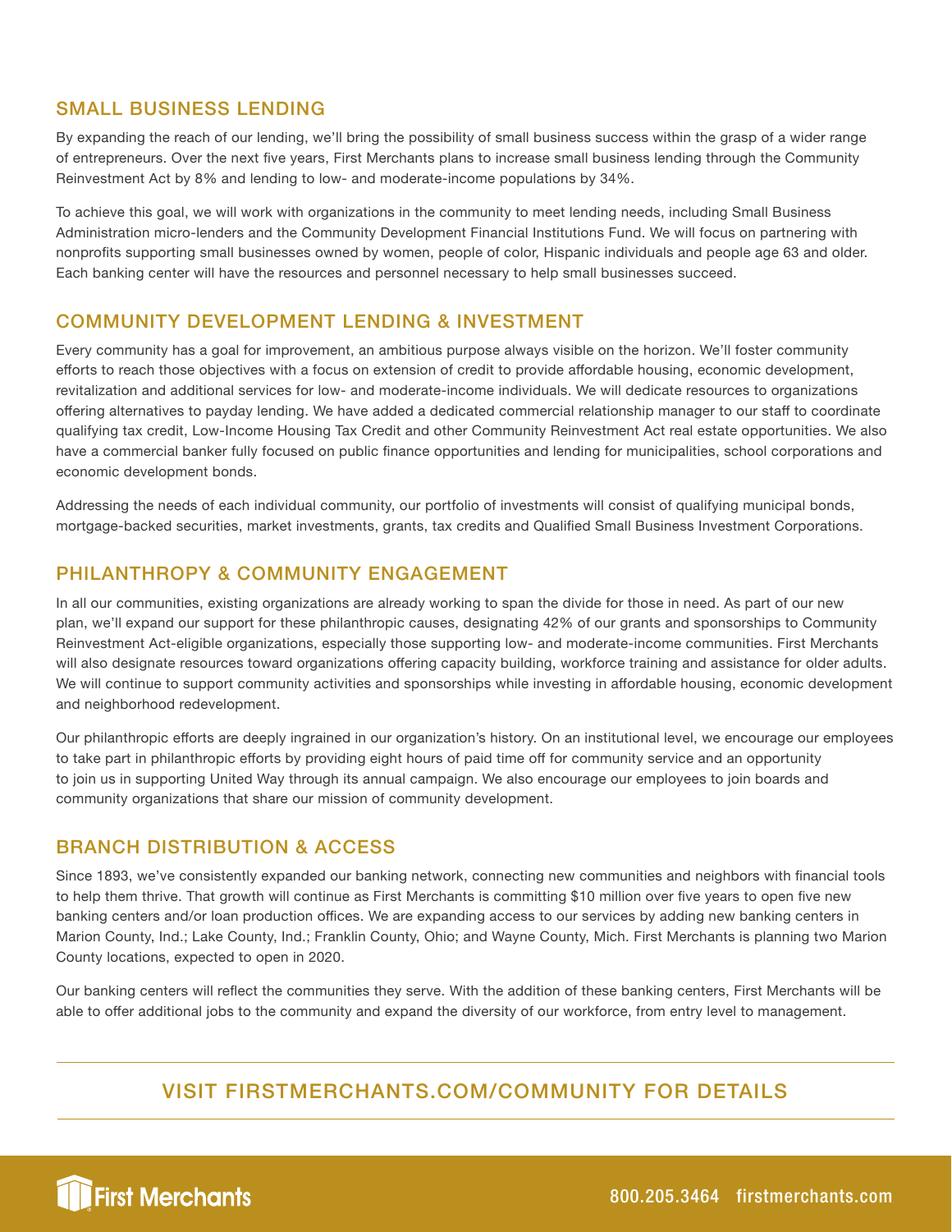## SMALL BUSINESS LENDING

By expanding the reach of our lending, we'll bring the possibility of small business success within the grasp of a wider range of entrepreneurs. Over the next five years, First Merchants plans to increase small business lending through the Community Reinvestment Act by 8% and lending to low- and moderate-income populations by 34%.

To achieve this goal, we will work with organizations in the community to meet lending needs, including Small Business Administration micro-lenders and the Community Development Financial Institutions Fund. We will focus on partnering with nonprofits supporting small businesses owned by women, people of color, Hispanic individuals and people age 63 and older. Each banking center will have the resources and personnel necessary to help small businesses succeed.

## COMMUNITY DEVELOPMENT LENDING & INVESTMENT

Every community has a goal for improvement, an ambitious purpose always visible on the horizon. We'll foster community efforts to reach those objectives with a focus on extension of credit to provide affordable housing, economic development, revitalization and additional services for low- and moderate-income individuals. We will dedicate resources to organizations offering alternatives to payday lending. We have added a dedicated commercial relationship manager to our staff to coordinate qualifying tax credit, Low-Income Housing Tax Credit and other Community Reinvestment Act real estate opportunities. We also have a commercial banker fully focused on public finance opportunities and lending for municipalities, school corporations and economic development bonds.

Addressing the needs of each individual community, our portfolio of investments will consist of qualifying municipal bonds, mortgage-backed securities, market investments, grants, tax credits and Qualified Small Business Investment Corporations.

## PHILANTHROPY & COMMUNITY ENGAGEMENT

In all our communities, existing organizations are already working to span the divide for those in need. As part of our new plan, we'll expand our support for these philanthropic causes, designating 42% of our grants and sponsorships to Community Reinvestment Act-eligible organizations, especially those supporting low- and moderate-income communities. First Merchants will also designate resources toward organizations offering capacity building, workforce training and assistance for older adults. We will continue to support community activities and sponsorships while investing in affordable housing, economic development and neighborhood redevelopment.

Our philanthropic efforts are deeply ingrained in our organization's history. On an institutional level, we encourage our employees to take part in philanthropic efforts by providing eight hours of paid time off for community service and an opportunity to join us in supporting United Way through its annual campaign. We also encourage our employees to join boards and community organizations that share our mission of community development.

## BRANCH DISTRIBUTION & ACCESS

Since 1893, we've consistently expanded our banking network, connecting new communities and neighbors with financial tools to help them thrive. That growth will continue as First Merchants is committing $10 million over five years to open five new banking centers and/or loan production offices. We are expanding access to our services by adding new banking centers in Marion County, Ind.; Lake County, Ind.; Franklin County, Ohio; and Wayne County, Mich. First Merchants is planning two Marion County locations, expected to open in 2020.

Our banking centers will reflect the communities they serve. With the addition of these banking centers, First Merchants will be able to offer additional jobs to the community and expand the diversity of our workforce, from entry level to management.

---

**VISIT FIRSTMERCHANTS.COM/COMMUNITY FOR DETAILS**

---

First Merchants

800.205.3464 firstmerchants.com